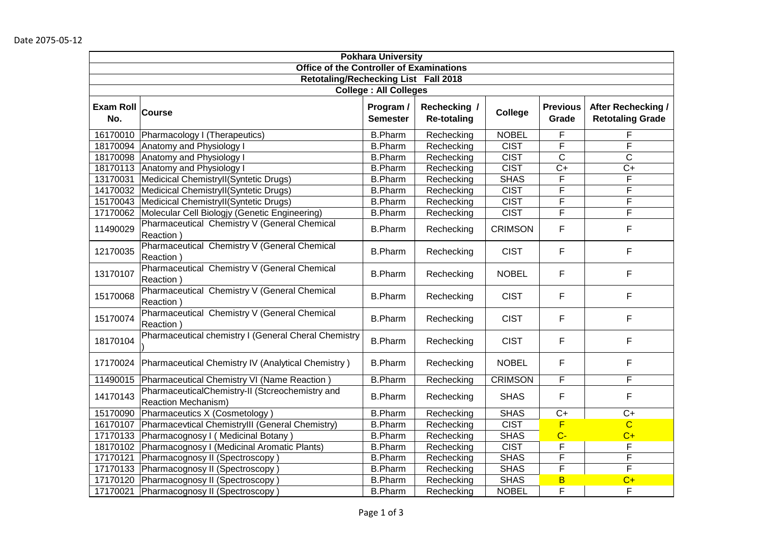Date 2075-05-12

| Pokhara University | | | | | | |
|---|---|---|---|---|---|---|
| Office of the Controller of Examinations | | | | | | |
| Retotaling/Rechecking List Fall 2018 | | | | | | |
| College : All Colleges | | | | | | |
| **Exam Roll No.** | **Course** | **Program / Semester** | **Rechecking / Re-totaling** | **College** | **Previous Grade** | **After Rechecking / Retotaling Grade** |
| 16170010 | Pharmacology I (Therapeutics) | B.Pharm | Rechecking | NOBEL | F | F |
| 18170094 | Anatomy and Physiology I | B.Pharm | Rechecking | CIST | F | F |
| 18170098 | Anatomy and Physiology I | B.Pharm | Rechecking | CIST | C | C |
| 18170113 | Anatomy and Physiology I | B.Pharm | Rechecking | CIST | C+ | C+ |
| 13170031 | Medicical ChemistryII(Syntetic Drugs) | B.Pharm | Rechecking | SHAS | F | F |
| 14170032 | Medicical ChemistryII(Syntetic Drugs) | B.Pharm | Rechecking | CIST | F | F |
| 15170043 | Medicical ChemistryII(Syntetic Drugs) | B.Pharm | Rechecking | CIST | F | F |
| 17170062 | Molecular Cell Biologjy (Genetic Engineering) | B.Pharm | Rechecking | CIST | F | F |
| 11490029 | Pharmaceutical Chemistry V (General Chemical Reaction ) | B.Pharm | Rechecking | CRIMSON | F | F |
| 12170035 | Pharmaceutical Chemistry V (General Chemical Reaction ) | B.Pharm | Rechecking | CIST | F | F |
| 13170107 | Pharmaceutical Chemistry V (General Chemical Reaction ) | B.Pharm | Rechecking | NOBEL | F | F |
| 15170068 | Pharmaceutical Chemistry V (General Chemical Reaction ) | B.Pharm | Rechecking | CIST | F | F |
| 15170074 | Pharmaceutical Chemistry V (General Chemical Reaction ) | B.Pharm | Rechecking | CIST | F | F |
| 18170104 | Pharmaceutical chemistry I (General Cheral Chemistry ) | B.Pharm | Rechecking | CIST | F | F |
| 17170024 | Pharmaceutical Chemistry IV (Analytical Chemistry ) | B.Pharm | Rechecking | NOBEL | F | F |
| 11490015 | Pharmaceutical Chemistry VI (Name Reaction ) | B.Pharm | Rechecking | CRIMSON | F | F |
| 14170143 | PharmaceuticalChemistry-II (Stcreochemistry and Reaction Mechanism) | B.Pharm | Rechecking | SHAS | F | F |
| 15170090 | Pharmaceutics X (Cosmetology ) | B.Pharm | Rechecking | SHAS | C+ | C+ |
| 16170107 | Pharmacevtical ChemistryIII (General Chemistry) | B.Pharm | Rechecking | CIST | F | C |
| 17170133 | Pharmacognosy I ( Medicinal Botany ) | B.Pharm | Rechecking | SHAS | C- | C+ |
| 18170102 | Pharmacognosy I (Medicinal Aromatic Plants) | B.Pharm | Rechecking | CIST | F | F |
| 17170121 | Pharmacognosy II (Spectroscopy ) | B.Pharm | Rechecking | SHAS | F | F |
| 17170133 | Pharmacognosy II (Spectroscopy ) | B.Pharm | Rechecking | SHAS | F | F |
| 17170120 | Pharmacognosy II (Spectroscopy ) | B.Pharm | Rechecking | SHAS | B | C+ |
| 17170021 | Pharmacognosy II (Spectroscopy ) | B.Pharm | Rechecking | NOBEL | F | F |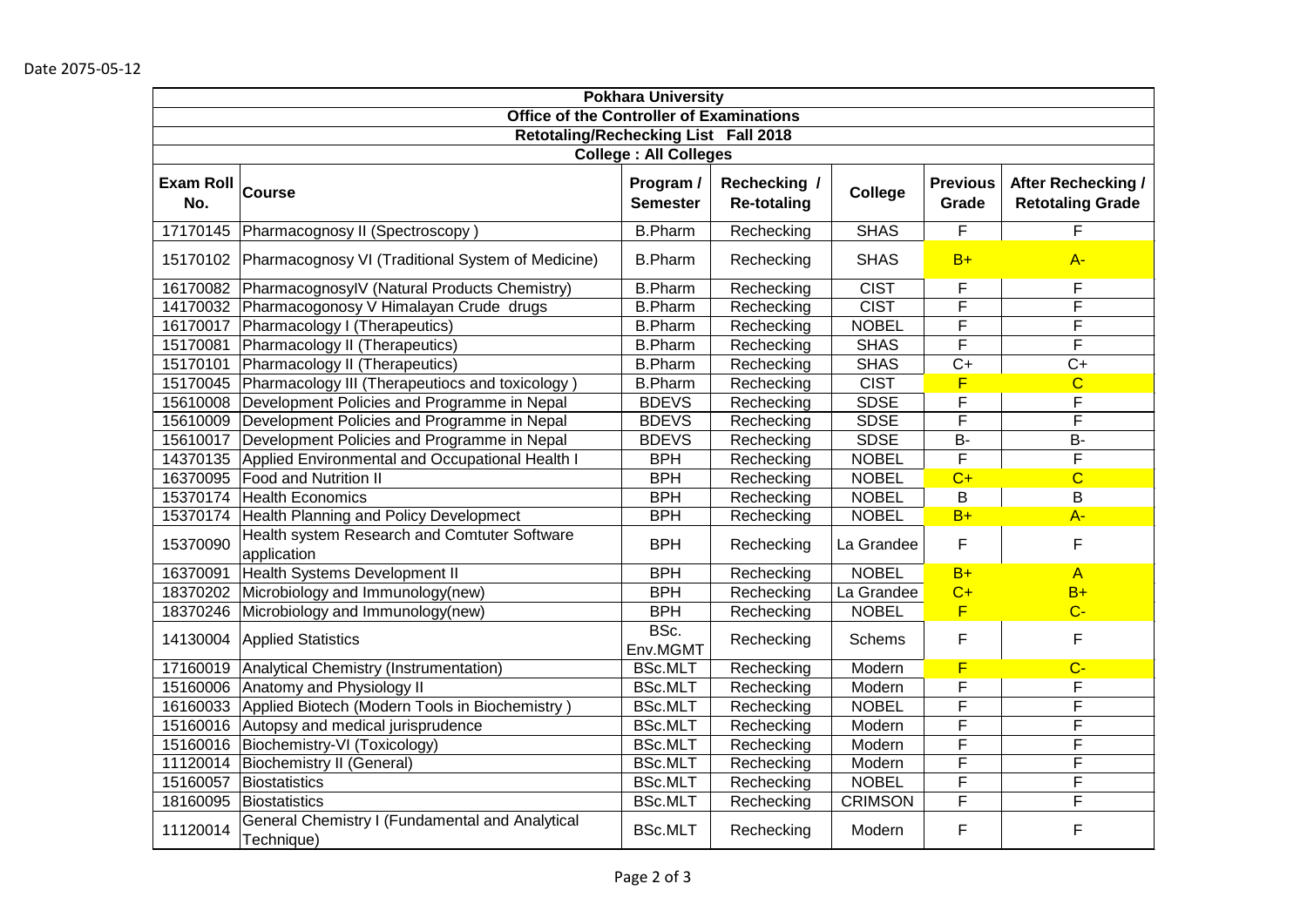Date 2075-05-12

| Pokhara University | | | | | | |
|---|---|---|---|---|---|---|
| Office of the Controller of Examinations | | | | | | |
| Retotaling/Rechecking List Fall 2018 | | | | | | |
| College : All Colleges | | | | | | |
| **Exam Roll No.** | **Course** | **Program / Semester** | **Rechecking / Re-totaling** | **College** | **Previous Grade** | **After Rechecking / Retotaling Grade** |
| 17170145 | Pharmacognosy II (Spectroscopy ) | B.Pharm | Rechecking | SHAS | F | F |
| 15170102 | Pharmacognosy VI (Traditional System of Medicine) | B.Pharm | Rechecking | SHAS | B+ | A- |
| 16170082 | PharmacognosyIV (Natural Products Chemistry) | B.Pharm | Rechecking | CIST | F | F |
| 14170032 | Pharmacogonosy V Himalayan Crude drugs | B.Pharm | Rechecking | CIST | F | F |
| 16170017 | Pharmacology I (Therapeutics) | B.Pharm | Rechecking | NOBEL | F | F |
| 15170081 | Pharmacology II (Therapeutics) | B.Pharm | Rechecking | SHAS | F | F |
| 15170101 | Pharmacology II (Therapeutics) | B.Pharm | Rechecking | SHAS | C+ | C+ |
| 15170045 | Pharmacology III (Therapeutiocs and toxicology ) | B.Pharm | Rechecking | CIST | F | C |
| 15610008 | Development Policies and Programme in Nepal | BDEVS | Rechecking | SDSE | F | F |
| 15610009 | Development Policies and Programme in Nepal | BDEVS | Rechecking | SDSE | F | F |
| 15610017 | Development Policies and Programme in Nepal | BDEVS | Rechecking | SDSE | B- | B- |
| 14370135 | Applied Environmental and Occupational Health I | BPH | Rechecking | NOBEL | F | F |
| 16370095 | Food and Nutrition II | BPH | Rechecking | NOBEL | C+ | C |
| 15370174 | Health Economics | BPH | Rechecking | NOBEL | B | B |
| 15370174 | Health Planning and Policy Developmect | BPH | Rechecking | NOBEL | B+ | A- |
| 15370090 | Health system Research and Comtuter Software application | BPH | Rechecking | La Grandee | F | F |
| 16370091 | Health Systems Development II | BPH | Rechecking | NOBEL | B+ | A |
| 18370202 | Microbiology and Immunology(new) | BPH | Rechecking | La Grandee | C+ | B+ |
| 18370246 | Microbiology and Immunology(new) | BPH | Rechecking | NOBEL | F | C- |
| 14130004 | Applied Statistics | BSc. Env.MGMT | Rechecking | Schems | F | F |
| 17160019 | Analytical Chemistry (Instrumentation) | BSc.MLT | Rechecking | Modern | F | C- |
| 15160006 | Anatomy and Physiology II | BSc.MLT | Rechecking | Modern | F | F |
| 16160033 | Applied Biotech (Modern Tools in Biochemistry ) | BSc.MLT | Rechecking | NOBEL | F | F |
| 15160016 | Autopsy and medical jurisprudence | BSc.MLT | Rechecking | Modern | F | F |
| 15160016 | Biochemistry-VI (Toxicology) | BSc.MLT | Rechecking | Modern | F | F |
| 11120014 | Biochemistry II (General) | BSc.MLT | Rechecking | Modern | F | F |
| 15160057 | Biostatistics | BSc.MLT | Rechecking | NOBEL | F | F |
| 18160095 | Biostatistics | BSc.MLT | Rechecking | CRIMSON | F | F |
| 11120014 | General Chemistry I (Fundamental and Analytical Technique) | BSc.MLT | Rechecking | Modern | F | F |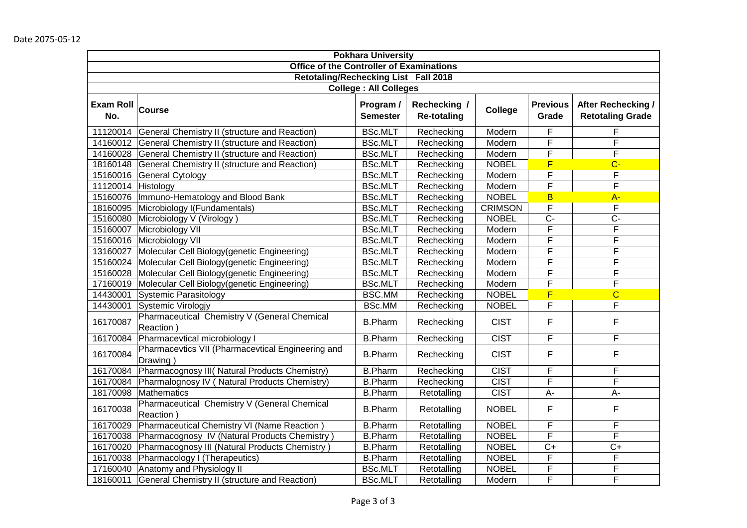Date 2075-05-12

| Pokhara University | | | | | | |
|---|---|---|---|---|---|---|
| Office of the Controller of Examinations | | | | | | |
| Retotaling/Rechecking List Fall 2018 | | | | | | |
| College : All Colleges | | | | | | |
| **Exam Roll No.** | **Course** | **Program / Semester** | **Rechecking / Re-totaling** | **College** | **Previous Grade** | **After Rechecking / Retotaling Grade** |
| 11120014 | General Chemistry II (structure and Reaction) | BSc.MLT | Rechecking | Modern | F | F |
| 14160012 | General Chemistry II (structure and Reaction) | BSc.MLT | Rechecking | Modern | F | F |
| 14160028 | General Chemistry II (structure and Reaction) | BSc.MLT | Rechecking | Modern | F | F |
| 18160148 | General Chemistry II (structure and Reaction) | BSc.MLT | Rechecking | NOBEL | F | C- |
| 15160016 | General Cytology | BSc.MLT | Rechecking | Modern | F | F |
| 11120014 | Histology | BSc.MLT | Rechecking | Modern | F | F |
| 15160076 | Immuno-Hematology and Blood Bank | BSc.MLT | Rechecking | NOBEL | B | A- |
| 18160095 | Microbiology I(Fundamentals) | BSc.MLT | Rechecking | CRIMSON | F | F |
| 15160080 | Microbiology V (Virology ) | BSc.MLT | Rechecking | NOBEL | C- | C- |
| 15160007 | Microbiology VII | BSc.MLT | Rechecking | Modern | F | F |
| 15160016 | Microbiology VII | BSc.MLT | Rechecking | Modern | F | F |
| 13160027 | Molecular Cell Biology(genetic Engineering) | BSc.MLT | Rechecking | Modern | F | F |
| 15160024 | Molecular Cell Biology(genetic Engineering) | BSc.MLT | Rechecking | Modern | F | F |
| 15160028 | Molecular Cell Biology(genetic Engineering) | BSc.MLT | Rechecking | Modern | F | F |
| 17160019 | Molecular Cell Biology(genetic Engineering) | BSc.MLT | Rechecking | Modern | F | F |
| 14430001 | Systemic Parasitology | BSC.MM | Rechecking | NOBEL | F | C |
| 14430001 | Systemic Virologjy | BSc.MM | Rechecking | NOBEL | F | F |
| 16170087 | Pharmaceutical Chemistry V (General Chemical Reaction ) | B.Pharm | Rechecking | CIST | F | F |
| 16170084 | Pharmacevtical microbiology I | B.Pharm | Rechecking | CIST | F | F |
| 16170084 | Pharmacevtics VII (Pharmacevtical Engineering and Drawing ) | B.Pharm | Rechecking | CIST | F | F |
| 16170084 | Pharmacognosy III( Natural Products Chemistry) | B.Pharm | Rechecking | CIST | F | F |
| 16170084 | Pharmalognosy IV ( Natural Products Chemistry) | B.Pharm | Rechecking | CIST | F | F |
| 18170098 | Mathematics | B.Pharm | Retotalling | CIST | A- | A- |
| 16170038 | Pharmaceutical Chemistry V (General Chemical Reaction ) | B.Pharm | Retotalling | NOBEL | F | F |
| 16170029 | Pharmaceutical Chemistry VI (Name Reaction ) | B.Pharm | Retotalling | NOBEL | F | F |
| 16170038 | Pharmacognosy IV (Natural Products Chemistry ) | B.Pharm | Retotalling | NOBEL | F | F |
| 16170020 | Pharmacognosy III (Natural Products Chemistry ) | B.Pharm | Retotalling | NOBEL | C+ | C+ |
| 16170038 | Pharmacology I (Therapeutics) | B.Pharm | Retotalling | NOBEL | F | F |
| 17160040 | Anatomy and Physiology II | BSc.MLT | Retotalling | NOBEL | F | F |
| 18160011 | General Chemistry II (structure and Reaction) | BSc.MLT | Retotalling | Modern | F | F |